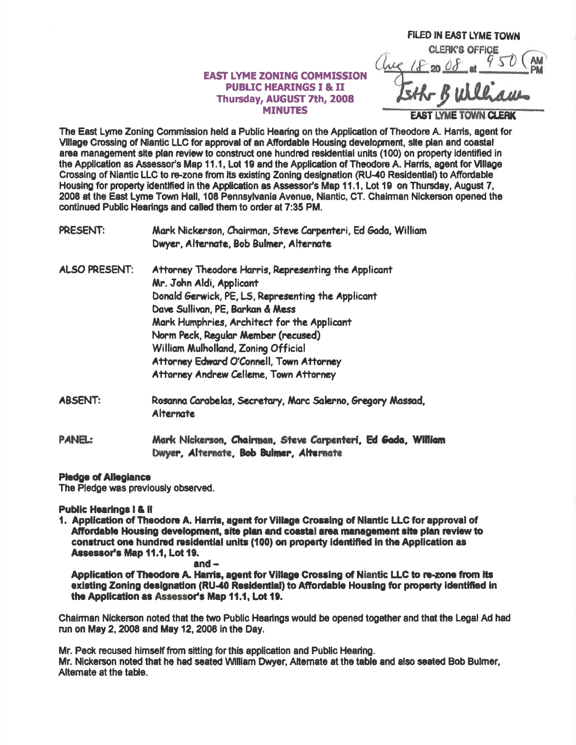FILED IN EAST LYME TOWN CLERK'S OFFICE
Aug 18 2008 at 9:50 AM
Esther B Williams
EAST LYME TOWN CLERK

# EAST LYME ZONING COMMISSION
## PUBLIC HEARINGS I & II
## Thursday, AUGUST 7th, 2008
## MINUTES

The East Lyme Zoning Commission held a Public Hearing on the Application of Theodore A. Harris, agent for Village Crossing of Niantic LLC for approval of an Affordable Housing development, site plan and coastal area management site plan review to construct one hundred residential units (100) on property identified in the Application as Assessor's Map 11.1, Lot 19 and the Application of Theodore A. Harris, agent for Village Crossing of Niantic LLC to re-zone from its existing Zoning designation (RU-40 Residential) to Affordable Housing for property identified in the Application as Assessor's Map 11.1, Lot 19 on Thursday, August 7, 2008 at the East Lyme Town Hall, 108 Pennsylvania Avenue, Niantic, CT. Chairman Nickerson opened the continued Public Hearings and called them to order at 7:35 PM.

PRESENT: Mark Nickerson, Chairman, Steve Carpenteri, Ed Gada, William Dwyer, Alternate, Bob Bulmer, Alternate

ALSO PRESENT: Attorney Theodore Harris, Representing the Applicant
Mr. John Aldi, Applicant
Donald Gerwick, PE, LS, Representing the Applicant
Dave Sullivan, PE, Barkan & Mess
Mark Humphries, Architect for the Applicant
Norm Peck, Regular Member (recused)
William Mulholland, Zoning Official
Attorney Edward O'Connell, Town Attorney
Attorney Andrew Celleme, Town Attorney

ABSENT: Rosanna Carabelas, Secretary, Marc Salerno, Gregory Massad, Alternate

PANEL: **Mark Nickerson, Chairman, Steve Carpenteri, Ed Gada, William Dwyer, Alternate, Bob Bulmer, Alternate**

**Pledge of Allegiance**
The Pledge was previously observed.

**Public Hearings I & II**

1. **Application of Theodore A. Harris, agent for Village Crossing of Niantic LLC for approval of Affordable Housing development, site plan and coastal area management site plan review to construct one hundred residential units (100) on property identified in the Application as Assessor's Map 11.1, Lot 19.**

   **and –**

   **Application of Theodore A. Harris, agent for Village Crossing of Niantic LLC to re-zone from its existing Zoning designation (RU-40 Residential) to Affordable Housing for property identified in the Application as Assessor's Map 11.1, Lot 19.**

Chairman Nickerson noted that the two Public Hearings would be opened together and that the Legal Ad had run on May 2, 2008 and May 12, 2008 in the Day.

Mr. Peck recused himself from sitting for this application and Public Hearing.
Mr. Nickerson noted that he had seated William Dwyer, Alternate at the table and also seated Bob Bulmer, Alternate at the table.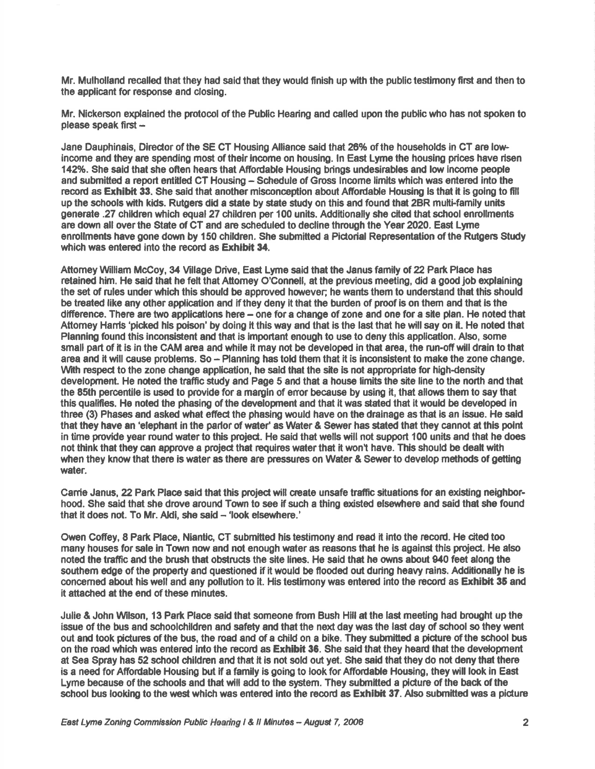Mr. Mulholland recalled that they had said that they would finish up with the public testimony first and then to the applicant for response and closing.

Mr. Nickerson explained the protocol of the Public Hearing and called upon the public who has not spoken to please speak first –

Jane Dauphinais, Director of the SE CT Housing Alliance said that 26% of the households in CT are low-income and they are spending most of their income on housing. In East Lyme the housing prices have risen 142%. She said that she often hears that Affordable Housing brings undesirables and low income people and submitted a report entitled CT Housing – Schedule of Gross Income limits which was entered into the record as **Exhibit 33**. She said that another misconception about Affordable Housing is that it is going to fill up the schools with kids. Rutgers did a state by state study on this and found that 2BR multi-family units generate .27 children which equal 27 children per 100 units. Additionally she cited that school enrollments are down all over the State of CT and are scheduled to decline through the Year 2020. East Lyme enrollments have gone down by 150 children. She submitted a Pictorial Representation of the Rutgers Study which was entered into the record as **Exhibit 34**.

Attorney William McCoy, 34 Village Drive, East Lyme said that the Janus family of 22 Park Place has retained him. He said that he felt that Attorney O'Connell, at the previous meeting, did a good job explaining the set of rules under which this should be approved however; he wants them to understand that this should be treated like any other application and if they deny it that the burden of proof is on them and that is the difference. There are two applications here – one for a change of zone and one for a site plan. He noted that Attorney Harris 'picked his poison' by doing it this way and that is the last that he will say on it. He noted that Planning found this inconsistent and that is important enough to use to deny this application. Also, some small part of it is in the CAM area and while it may not be developed in that area, the run-off will drain to that area and it will cause problems. So – Planning has told them that it is inconsistent to make the zone change. With respect to the zone change application, he said that the site is not appropriate for high-density development. He noted the traffic study and Page 5 and that a house limits the site line to the north and that the 85th percentile is used to provide for a margin of error because by using it, that allows them to say that this qualifies. He noted the phasing of the development and that it was stated that it would be developed in three (3) Phases and asked what effect the phasing would have on the drainage as that is an issue. He said that they have an 'elephant in the parlor of water' as Water & Sewer has stated that they cannot at this point in time provide year round water to this project. He said that wells will not support 100 units and that he does not think that they can approve a project that requires water that it won't have. This should be dealt with when they know that there is water as there are pressures on Water & Sewer to develop methods of getting water.

Carrie Janus, 22 Park Place said that this project will create unsafe traffic situations for an existing neighborhood. She said that she drove around Town to see if such a thing existed elsewhere and said that she found that it does not. To Mr. Aldi, she said – 'look elsewhere.'

Owen Coffey, 8 Park Place, Niantic, CT submitted his testimony and read it into the record. He cited too many houses for sale in Town now and not enough water as reasons that he is against this project. He also noted the traffic and the brush that obstructs the site lines. He said that he owns about 940 feet along the southern edge of the property and questioned if it would be flooded out during heavy rains. Additionally he is concerned about his well and any pollution to it. His testimony was entered into the record as **Exhibit 35** and it attached at the end of these minutes.

Julie & John Wilson, 13 Park Place said that someone from Bush Hill at the last meeting had brought up the issue of the bus and schoolchildren and safety and that the next day was the last day of school so they went out and took pictures of the bus, the road and of a child on a bike. They submitted a picture of the school bus on the road which was entered into the record as **Exhibit 36**. She said that they heard that the development at Sea Spray has 52 school children and that it is not sold out yet. She said that they do not deny that there is a need for Affordable Housing but if a family is going to look for Affordable Housing, they will look in East Lyme because of the schools and that will add to the system. They submitted a picture of the back of the school bus looking to the west which was entered into the record as **Exhibit 37**. Also submitted was a picture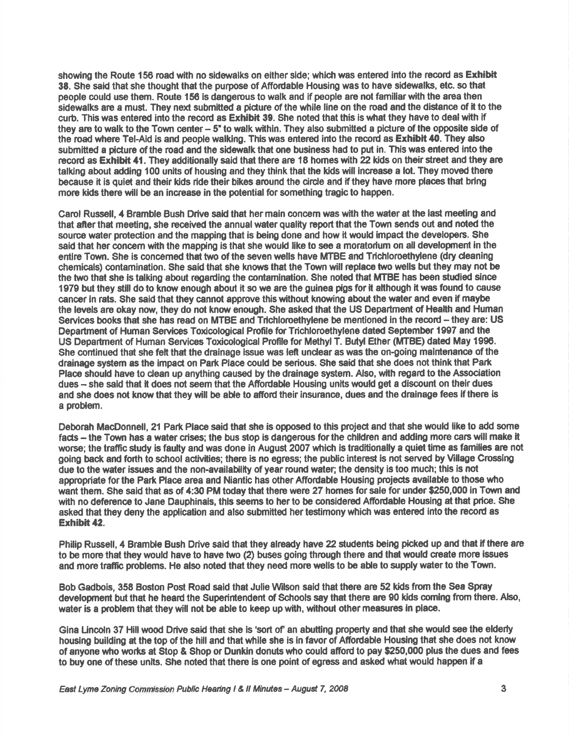showing the Route 156 road with no sidewalks on either side; which was entered into the record as **Exhibit 38**. She said that she thought that the purpose of Affordable Housing was to have sidewalks, etc. so that people could use them. Route 156 is dangerous to walk and if people are not familiar with the area then sidewalks are a must. They next submitted a picture of the while line on the road and the distance of it to the curb. This was entered into the record as **Exhibit 39**. She noted that this is what they have to deal with if they are to walk to the Town center – 5" to walk within. They also submitted a picture of the opposite side of the road where Tel-Aid is and people walking. This was entered into the record as **Exhibit 40**. They also submitted a picture of the road and the sidewalk that one business had to put in. This was entered into the record as **Exhibit 41**. They additionally said that there are 18 homes with 22 kids on their street and they are talking about adding 100 units of housing and they think that the kids will increase a lot. They moved there because it is quiet and their kids ride their bikes around the circle and if they have more places that bring more kids there will be an increase in the potential for something tragic to happen.

Carol Russell, 4 Bramble Bush Drive said that her main concern was with the water at the last meeting and that after that meeting, she received the annual water quality report that the Town sends out and noted the source water protection and the mapping that is being done and how it would impact the developers. She said that her concern with the mapping is that she would like to see a moratorium on all development in the entire Town. She is concerned that two of the seven wells have MTBE and Trichloroethylene (dry cleaning chemicals) contamination. She said that she knows that the Town will replace two wells but they may not be the two that she is talking about regarding the contamination. She noted that MTBE has been studied since 1979 but they still do to know enough about it so we are the guinea pigs for it although it was found to cause cancer in rats. She said that they cannot approve this without knowing about the water and even if maybe the levels are okay now, they do not know enough. She asked that the US Department of Health and Human Services books that she has read on MTBE and Trichloroethylene be mentioned in the record – they are: US Department of Human Services Toxicological Profile for Trichloroethylene dated September 1997 and the US Department of Human Services Toxicological Profile for Methyl T. Butyl Ether (MTBE) dated May 1996. She continued that she felt that the drainage issue was left unclear as was the on-going maintenance of the drainage system as the impact on Park Place could be serious. She said that she does not think that Park Place should have to clean up anything caused by the drainage system. Also, with regard to the Association dues – she said that it does not seem that the Affordable Housing units would get a discount on their dues and she does not know that they will be able to afford their insurance, dues and the drainage fees if there is a problem.

Deborah MacDonnell, 21 Park Place said that she is opposed to this project and that she would like to add some facts – the Town has a water crises; the bus stop is dangerous for the children and adding more cars will make it worse; the traffic study is faulty and was done in August 2007 which is traditionally a quiet time as families are not going back and forth to school activities; there is no egress; the public interest is not served by Village Crossing due to the water issues and the non-availability of year round water; the density is too much; this is not appropriate for the Park Place area and Niantic has other Affordable Housing projects available to those who want them. She said that as of 4:30 PM today that there were 27 homes for sale for under $250,000 in Town and with no deference to Jane Dauphinais, this seems to her to be considered Affordable Housing at that price. She asked that they deny the application and also submitted her testimony which was entered into the record as **Exhibit 42**.

Philip Russell, 4 Bramble Bush Drive said that they already have 22 students being picked up and that if there are to be more that they would have to have two (2) buses going through there and that would create more issues and more traffic problems. He also noted that they need more wells to be able to supply water to the Town.

Bob Gadbois, 358 Boston Post Road said that Julie Wilson said that there are 52 kids from the Sea Spray development but that he heard the Superintendent of Schools say that there are 90 kids coming from there. Also, water is a problem that they will not be able to keep up with, without other measures in place.

Gina Lincoln 37 Hill wood Drive said that she is 'sort of' an abutting property and that she would see the elderly housing building at the top of the hill and that while she is in favor of Affordable Housing that she does not know of anyone who works at Stop & Shop or Dunkin donuts who could afford to pay $250,000 plus the dues and fees to buy one of these units. She noted that there is one point of egress and asked what would happen if a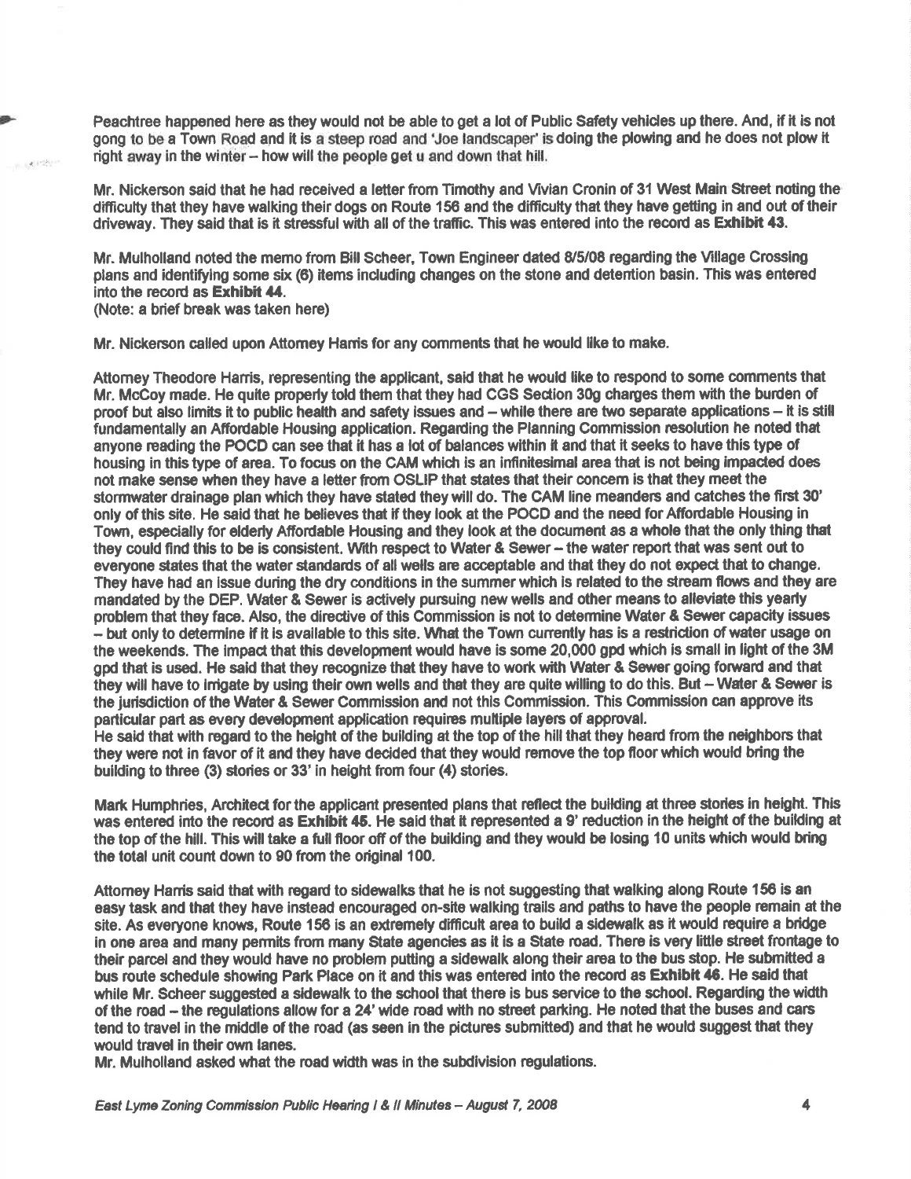Peachtree happened here as they would not be able to get a lot of Public Safety vehicles up there. And, if it is not gong to be a Town Road and it is a steep road and 'Joe landscaper' is doing the plowing and he does not plow it right away in the winter – how will the people get u and down that hill.

Mr. Nickerson said that he had received a letter from Timothy and Vivian Cronin of 31 West Main Street noting the difficulty that they have walking their dogs on Route 156 and the difficulty that they have getting in and out of their driveway. They said that is it stressful with all of the traffic. This was entered into the record as **Exhibit 43.**

Mr. Mulholland noted the memo from Bill Scheer, Town Engineer dated 8/5/08 regarding the Village Crossing plans and identifying some six (6) items including changes on the stone and detention basin. This was entered into the record as **Exhibit 44.**
(Note: a brief break was taken here)

Mr. Nickerson called upon Attorney Harris for any comments that he would like to make.

Attorney Theodore Harris, representing the applicant, said that he would like to respond to some comments that Mr. McCoy made. He quite properly told them that they had CGS Section 30g charges them with the burden of proof but also limits it to public health and safety issues and – while there are two separate applications – it is still fundamentally an Affordable Housing application. Regarding the Planning Commission resolution he noted that anyone reading the POCD can see that it has a lot of balances within it and that it seeks to have this type of housing in this type of area. To focus on the CAM which is an infinitesimal area that is not being impacted does not make sense when they have a letter from OSLIP that states that their concern is that they meet the stormwater drainage plan which they have stated they will do. The CAM line meanders and catches the first 30' only of this site. He said that he believes that if they look at the POCD and the need for Affordable Housing in Town, especially for elderly Affordable Housing and they look at the document as a whole that the only thing that they could find this to be is consistent. With respect to Water & Sewer – the water report that was sent out to everyone states that the water standards of all wells are acceptable and that they do not expect that to change. They have had an issue during the dry conditions in the summer which is related to the stream flows and they are mandated by the DEP. Water & Sewer is actively pursuing new wells and other means to alleviate this yearly problem that they face. Also, the directive of this Commission is not to determine Water & Sewer capacity issues – but only to determine if it is available to this site. What the Town currently has is a restriction of water usage on the weekends. The impact that this development would have is some 20,000 gpd which is small in light of the 3M gpd that is used. He said that they recognize that they have to work with Water & Sewer going forward and that they will have to irrigate by using their own wells and that they are quite willing to do this. But – Water & Sewer is the jurisdiction of the Water & Sewer Commission and not this Commission. This Commission can approve its particular part as every development application requires multiple layers of approval.
He said that with regard to the height of the building at the top of the hill that they heard from the neighbors that they were not in favor of it and they have decided that they would remove the top floor which would bring the building to three (3) stories or 33' in height from four (4) stories.

Mark Humphries, Architect for the applicant presented plans that reflect the building at three stories in height. This was entered into the record as **Exhibit 45.** He said that it represented a 9' reduction in the height of the building at the top of the hill. This will take a full floor off of the building and they would be losing 10 units which would bring the total unit count down to 90 from the original 100.

Attorney Harris said that with regard to sidewalks that he is not suggesting that walking along Route 156 is an easy task and that they have instead encouraged on-site walking trails and paths to have the people remain at the site. As everyone knows, Route 156 is an extremely difficult area to build a sidewalk as it would require a bridge in one area and many permits from many State agencies as it is a State road. There is very little street frontage to their parcel and they would have no problem putting a sidewalk along their area to the bus stop. He submitted a bus route schedule showing Park Place on it and this was entered into the record as **Exhibit 46.** He said that while Mr. Scheer suggested a sidewalk to the school that there is bus service to the school. Regarding the width of the road – the regulations allow for a 24' wide road with no street parking. He noted that the buses and cars tend to travel in the middle of the road (as seen in the pictures submitted) and that he would suggest that they would travel in their own lanes.
Mr. Mulholland asked what the road width was in the subdivision regulations.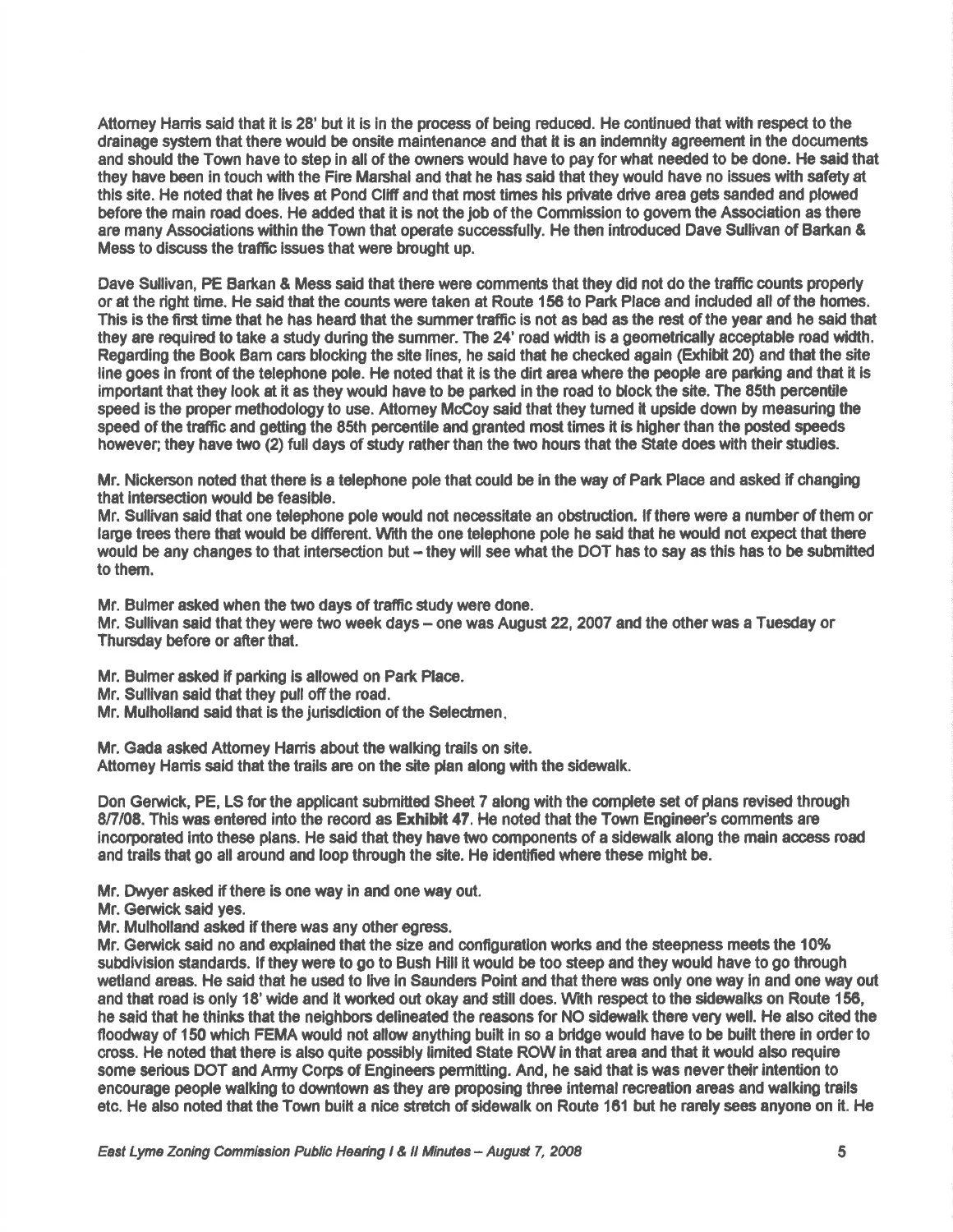Attorney Harris said that it is 28' but it is in the process of being reduced. He continued that with respect to the drainage system that there would be onsite maintenance and that it is an indemnity agreement in the documents and should the Town have to step in all of the owners would have to pay for what needed to be done. He said that they have been in touch with the Fire Marshal and that he has said that they would have no issues with safety at this site. He noted that he lives at Pond Cliff and that most times his private drive area gets sanded and plowed before the main road does. He added that it is not the job of the Commission to govern the Association as there are many Associations within the Town that operate successfully. He then introduced Dave Sullivan of Barkan & Mess to discuss the traffic issues that were brought up.

Dave Sullivan, PE Barkan & Mess said that there were comments that they did not do the traffic counts properly or at the right time. He said that the counts were taken at Route 156 to Park Place and included all of the homes. This is the first time that he has heard that the summer traffic is not as bad as the rest of the year and he said that they are required to take a study during the summer. The 24' road width is a geometrically acceptable road width. Regarding the Book Barn cars blocking the site lines, he said that he checked again (Exhibit 20) and that the site line goes in front of the telephone pole. He noted that it is the dirt area where the people are parking and that it is important that they look at it as they would have to be parked in the road to block the site. The 85th percentile speed is the proper methodology to use. Attorney McCoy said that they turned it upside down by measuring the speed of the traffic and getting the 85th percentile and granted most times it is higher than the posted speeds however; they have two (2) full days of study rather than the two hours that the State does with their studies.

Mr. Nickerson noted that there is a telephone pole that could be in the way of Park Place and asked if changing that intersection would be feasible.
Mr. Sullivan said that one telephone pole would not necessitate an obstruction. If there were a number of them or large trees there that would be different. With the one telephone pole he said that he would not expect that there would be any changes to that intersection but – they will see what the DOT has to say as this has to be submitted to them.

Mr. Bulmer asked when the two days of traffic study were done.
Mr. Sullivan said that they were two week days – one was August 22, 2007 and the other was a Tuesday or Thursday before or after that.

Mr. Bulmer asked if parking is allowed on Park Place.
Mr. Sullivan said that they pull off the road.
Mr. Mulholland said that is the jurisdiction of the Selectmen.

Mr. Gada asked Attorney Harris about the walking trails on site.
Attorney Harris said that the trails are on the site plan along with the sidewalk.

Don Gerwick, PE, LS for the applicant submitted Sheet 7 along with the complete set of plans revised through 8/7/08. This was entered into the record as **Exhibit 47**. He noted that the Town Engineer's comments are incorporated into these plans. He said that they have two components of a sidewalk along the main access road and trails that go all around and loop through the site. He identified where these might be.

Mr. Dwyer asked if there is one way in and one way out.
Mr. Gerwick said yes.
Mr. Mulholland asked if there was any other egress.
Mr. Gerwick said no and explained that the size and configuration works and the steepness meets the 10% subdivision standards. If they were to go to Bush Hill it would be too steep and they would have to go through wetland areas. He said that he used to live in Saunders Point and that there was only one way in and one way out and that road is only 18' wide and it worked out okay and still does. With respect to the sidewalks on Route 156, he said that he thinks that the neighbors delineated the reasons for NO sidewalk there very well. He also cited the floodway of 150 which FEMA would not allow anything built in so a bridge would have to be built there in order to cross. He noted that there is also quite possibly limited State ROW in that area and that it would also require some serious DOT and Army Corps of Engineers permitting. And, he said that is was never their intention to encourage people walking to downtown as they are proposing three internal recreation areas and walking trails etc. He also noted that the Town built a nice stretch of sidewalk on Route 161 but he rarely sees anyone on it. He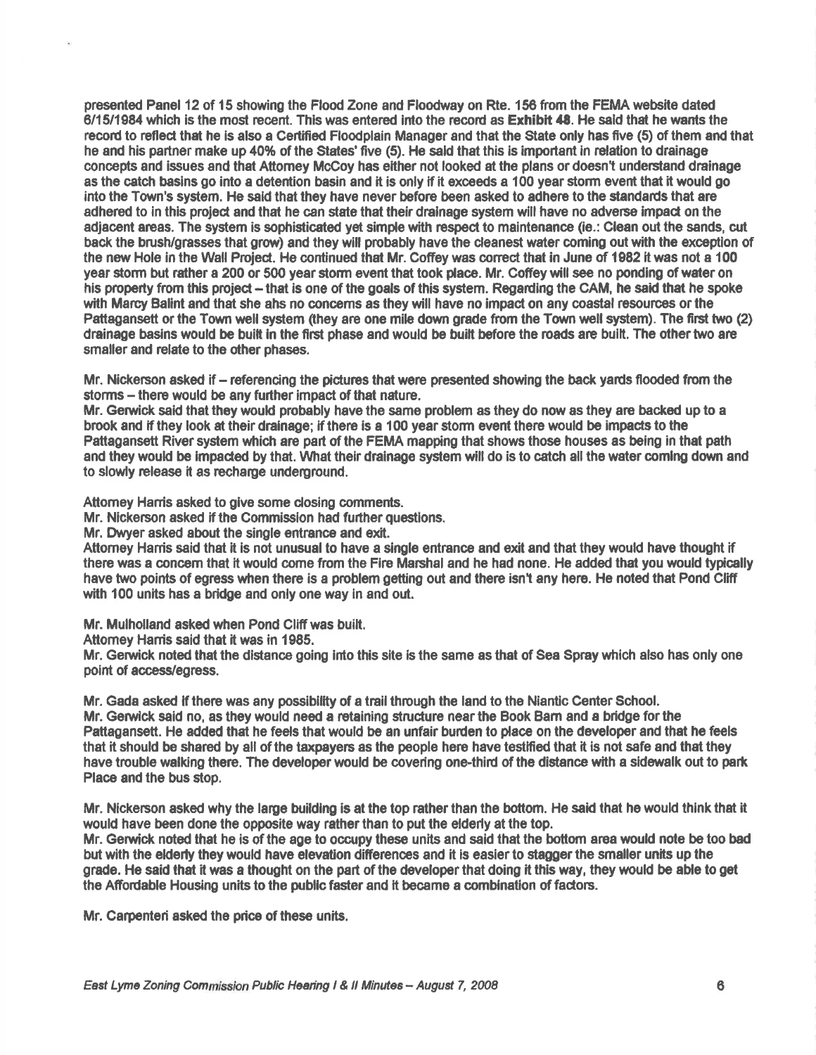presented Panel 12 of 15 showing the Flood Zone and Floodway on Rte. 156 from the FEMA website dated 6/15/1984 which is the most recent. This was entered into the record as **Exhibit 48**. He said that he wants the record to reflect that he is also a Certified Floodplain Manager and that the State only has five (5) of them and that he and his partner make up 40% of the States' five (5). He said that this is important in relation to drainage concepts and issues and that Attorney McCoy has either not looked at the plans or doesn't understand drainage as the catch basins go into a detention basin and it is only if it exceeds a 100 year storm event that it would go into the Town's system. He said that they have never before been asked to adhere to the standards that are adhered to in this project and that he can state that their drainage system will have no adverse impact on the adjacent areas. The system is sophisticated yet simple with respect to maintenance (ie.: Clean out the sands, cut back the brush/grasses that grow) and they will probably have the cleanest water coming out with the exception of the new Hole in the Wall Project. He continued that Mr. Coffey was correct that in June of 1982 it was not a 100 year storm but rather a 200 or 500 year storm event that took place. Mr. Coffey will see no ponding of water on his property from this project – that is one of the goals of this system. Regarding the CAM, he said that he spoke with Marcy Balint and that she ahs no concerns as they will have no impact on any coastal resources or the Pattagansett or the Town well system (they are one mile down grade from the Town well system). The first two (2) drainage basins would be built in the first phase and would be built before the roads are built. The other two are smaller and relate to the other phases.

Mr. Nickerson asked if – referencing the pictures that were presented showing the back yards flooded from the storms – there would be any further impact of that nature.
Mr. Gerwick said that they would probably have the same problem as they do now as they are backed up to a brook and if they look at their drainage; if there is a 100 year storm event there would be impacts to the Pattagansett River system which are part of the FEMA mapping that shows those houses as being in that path and they would be impacted by that. What their drainage system will do is to catch all the water coming down and to slowly release it as recharge underground.

Attorney Harris asked to give some closing comments.
Mr. Nickerson asked if the Commission had further questions.
Mr. Dwyer asked about the single entrance and exit.
Attorney Harris said that it is not unusual to have a single entrance and exit and that they would have thought if there was a concern that it would come from the Fire Marshal and he had none. He added that you would typically have two points of egress when there is a problem getting out and there isn't any here. He noted that Pond Cliff with 100 units has a bridge and only one way in and out.

Mr. Mulholland asked when Pond Cliff was built.
Attorney Harris said that it was in 1985.
Mr. Gerwick noted that the distance going into this site is the same as that of Sea Spray which also has only one point of access/egress.

Mr. Gada asked if there was any possibility of a trail through the land to the Niantic Center School.
Mr. Gerwick said no, as they would need a retaining structure near the Book Barn and a bridge for the Pattagansett. He added that he feels that would be an unfair burden to place on the developer and that he feels that it should be shared by all of the taxpayers as the people here have testified that it is not safe and that they have trouble walking there. The developer would be covering one-third of the distance with a sidewalk out to park Place and the bus stop.

Mr. Nickerson asked why the large building is at the top rather than the bottom. He said that he would think that it would have been done the opposite way rather than to put the elderly at the top.
Mr. Gerwick noted that he is of the age to occupy these units and said that the bottom area would note be too bad but with the elderly they would have elevation differences and it is easier to stagger the smaller units up the grade. He said that it was a thought on the part of the developer that doing it this way, they would be able to get the Affordable Housing units to the public faster and it became a combination of factors.

Mr. Carpenteri asked the price of these units.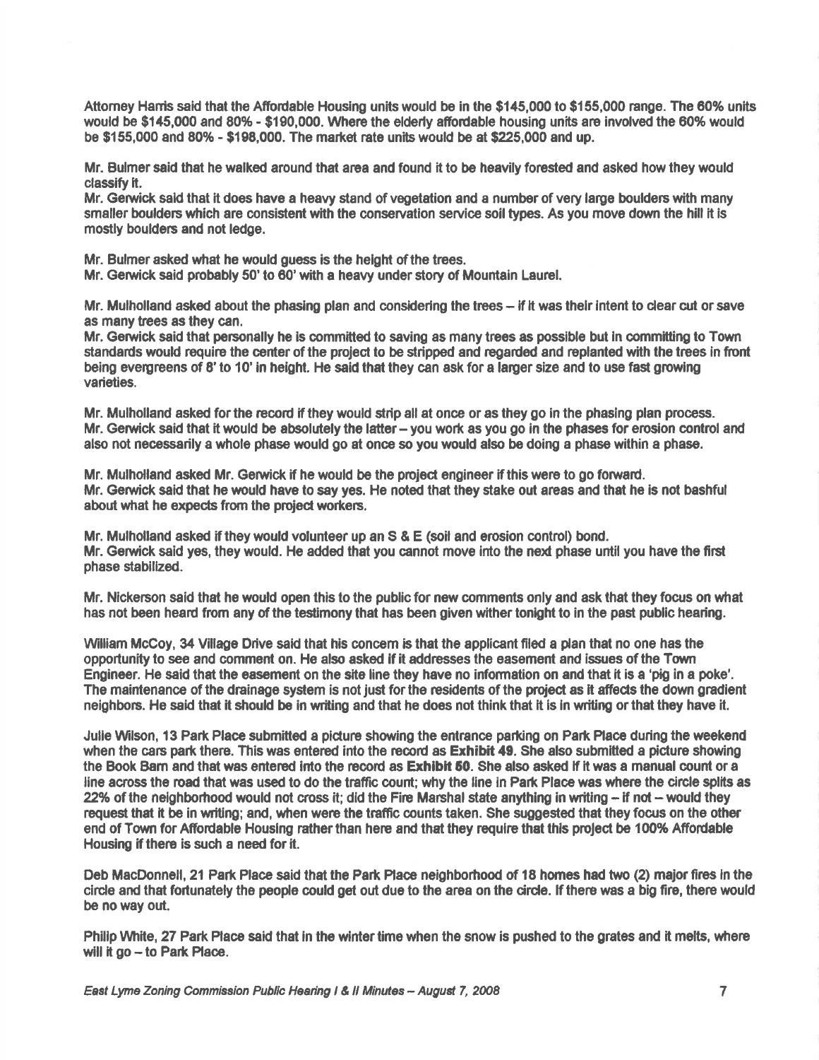Attorney Harris said that the Affordable Housing units would be in the $145,000 to $155,000 range. The 60% units would be $145,000 and 80% - $190,000. Where the elderly affordable housing units are involved the 60% would be $155,000 and 80% - $198,000. The market rate units would be at $225,000 and up.

Mr. Bulmer said that he walked around that area and found it to be heavily forested and asked how they would classify it.
Mr. Gerwick said that it does have a heavy stand of vegetation and a number of very large boulders with many smaller boulders which are consistent with the conservation service soil types. As you move down the hill it is mostly boulders and not ledge.

Mr. Bulmer asked what he would guess is the height of the trees.
Mr. Gerwick said probably 50' to 60' with a heavy under story of Mountain Laurel.

Mr. Mulholland asked about the phasing plan and considering the trees – if it was their intent to clear cut or save as many trees as they can.
Mr. Gerwick said that personally he is committed to saving as many trees as possible but in committing to Town standards would require the center of the project to be stripped and regarded and replanted with the trees in front being evergreens of 8' to 10' in height. He said that they can ask for a larger size and to use fast growing varieties.

Mr. Mulholland asked for the record if they would strip all at once or as they go in the phasing plan process.
Mr. Gerwick said that it would be absolutely the latter – you work as you go in the phases for erosion control and also not necessarily a whole phase would go at once so you would also be doing a phase within a phase.

Mr. Mulholland asked Mr. Gerwick if he would be the project engineer if this were to go forward.
Mr. Gerwick said that he would have to say yes. He noted that they stake out areas and that he is not bashful about what he expects from the project workers.

Mr. Mulholland asked if they would volunteer up an S & E (soil and erosion control) bond.
Mr. Gerwick said yes, they would. He added that you cannot move into the next phase until you have the first phase stabilized.

Mr. Nickerson said that he would open this to the public for new comments only and ask that they focus on what has not been heard from any of the testimony that has been given wither tonight to in the past public hearing.

William McCoy, 34 Village Drive said that his concern is that the applicant filed a plan that no one has the opportunity to see and comment on. He also asked if it addresses the easement and issues of the Town Engineer. He said that the easement on the site line they have no information on and that it is a 'pig in a poke'. The maintenance of the drainage system is not just for the residents of the project as it affects the down gradient neighbors. He said that it should be in writing and that he does not think that it is in writing or that they have it.

Julie Wilson, 13 Park Place submitted a picture showing the entrance parking on Park Place during the weekend when the cars park there. This was entered into the record as **Exhibit 49**. She also submitted a picture showing the Book Barn and that was entered into the record as **Exhibit 50**. She also asked if it was a manual count or a line across the road that was used to do the traffic count; why the line in Park Place was where the circle splits as 22% of the neighborhood would not cross it; did the Fire Marshal state anything in writing – if not – would they request that it be in writing; and, when were the traffic counts taken. She suggested that they focus on the other end of Town for Affordable Housing rather than here and that they require that this project be 100% Affordable Housing if there is such a need for it.

Deb MacDonnell, 21 Park Place said that the Park Place neighborhood of 18 homes had two (2) major fires in the circle and that fortunately the people could get out due to the area on the circle. If there was a big fire, there would be no way out.

Philip White, 27 Park Place said that in the winter time when the snow is pushed to the grates and it melts, where will it go – to Park Place.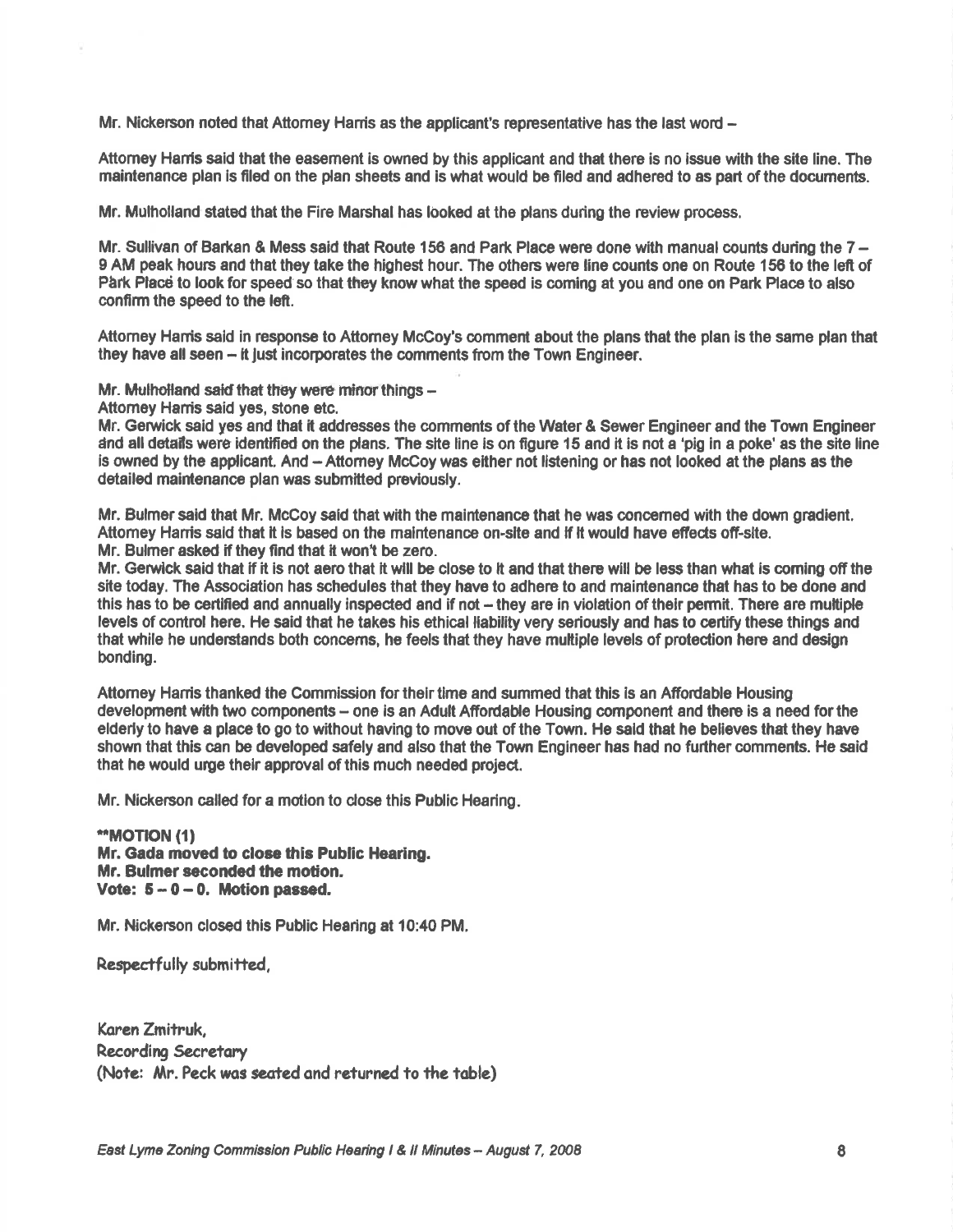Mr. Nickerson noted that Attorney Harris as the applicant's representative has the last word –

Attorney Harris said that the easement is owned by this applicant and that there is no issue with the site line. The maintenance plan is filed on the plan sheets and is what would be filed and adhered to as part of the documents.

Mr. Mulholland stated that the Fire Marshal has looked at the plans during the review process.

Mr. Sullivan of Barkan & Mess said that Route 156 and Park Place were done with manual counts during the 7 – 9 AM peak hours and that they take the highest hour. The others were line counts one on Route 156 to the left of Park Place to look for speed so that they know what the speed is coming at you and one on Park Place to also confirm the speed to the left.

Attorney Harris said in response to Attorney McCoy's comment about the plans that the plan is the same plan that they have all seen – it just incorporates the comments from the Town Engineer.

Mr. Mulholland said that they were minor things –
Attorney Harris said yes, stone etc.
Mr. Gerwick said yes and that it addresses the comments of the Water & Sewer Engineer and the Town Engineer and all details were identified on the plans. The site line is on figure 15 and it is not a 'pig in a poke' as the site line is owned by the applicant. And – Attorney McCoy was either not listening or has not looked at the plans as the detailed maintenance plan was submitted previously.

Mr. Bulmer said that Mr. McCoy said that with the maintenance that he was concerned with the down gradient.
Attorney Harris said that it is based on the maintenance on-site and if it would have effects off-site.
Mr. Bulmer asked if they find that it won't be zero.
Mr. Gerwick said that if it is not aero that it will be close to it and that there will be less than what is coming off the site today. The Association has schedules that they have to adhere to and maintenance that has to be done and this has to be certified and annually inspected and if not – they are in violation of their permit. There are multiple levels of control here. He said that he takes his ethical liability very seriously and has to certify these things and that while he understands both concerns, he feels that they have multiple levels of protection here and design bonding.

Attorney Harris thanked the Commission for their time and summed that this is an Affordable Housing development with two components – one is an Adult Affordable Housing component and there is a need for the elderly to have a place to go to without having to move out of the Town. He said that he believes that they have shown that this can be developed safely and also that the Town Engineer has had no further comments. He said that he would urge their approval of this much needed project.

Mr. Nickerson called for a motion to close this Public Hearing.

****MOTION (1)**
**Mr. Gada moved to close this Public Hearing.**
**Mr. Bulmer seconded the motion.**
**Vote: 5 – 0 – 0. Motion passed.**

Mr. Nickerson closed this Public Hearing at 10:40 PM.

Respectfully submitted,

Karen Zmitruk,
Recording Secretary
(Note: Mr. Peck was seated and returned to the table)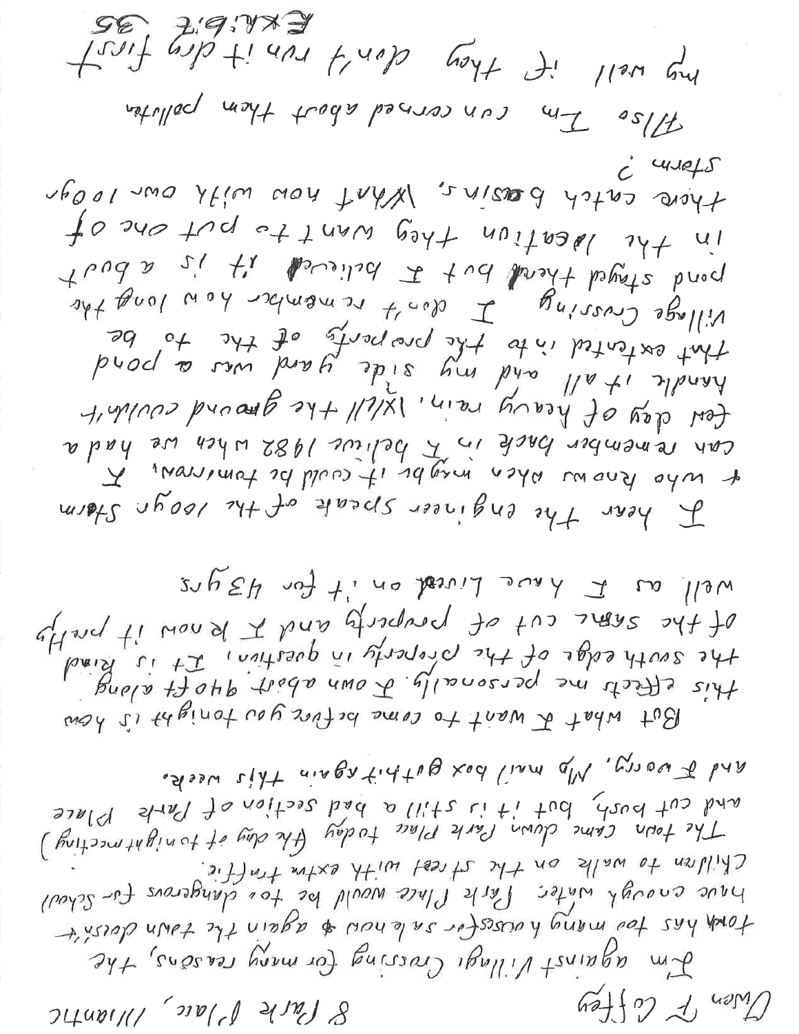Owen T Coffey          8 Park Place, Niantic

I'm against Village Crossing for many reasons, the town has too many houses for sale now & again the town doesn't have enough water. Park Place would be too dangerous for School Children to walk on the street with extra traffic.

The town came down Park Place today (the day of tonight meeting) and cut bush, but it is still a bad section of Park Place and I worry. My mail box got hit again this week.

But what I want to come before you tonight is how this effects me personally. I own about 400ft along the south edge of the property in question. It is kind of the same cut of property and I know it pretty well as I have lived on it for 43 yrs.

I hear the engineer speak of the 100yr storm & who knows when maybe it could be tomorrow. I can remember back in I believe 1982 when we had a few days of heavy rain. Well the ground couldn't handle it all and my side yard was a pond that extended into the property of the to be Village Crossing. I don't remember how long the pond stayed there but I believed it is about in the location they want to put one of there catch basins. What now with our 100yr storm?

Also I'm concerned about them polluten my well if they don't run it dry first

Exhibit 35